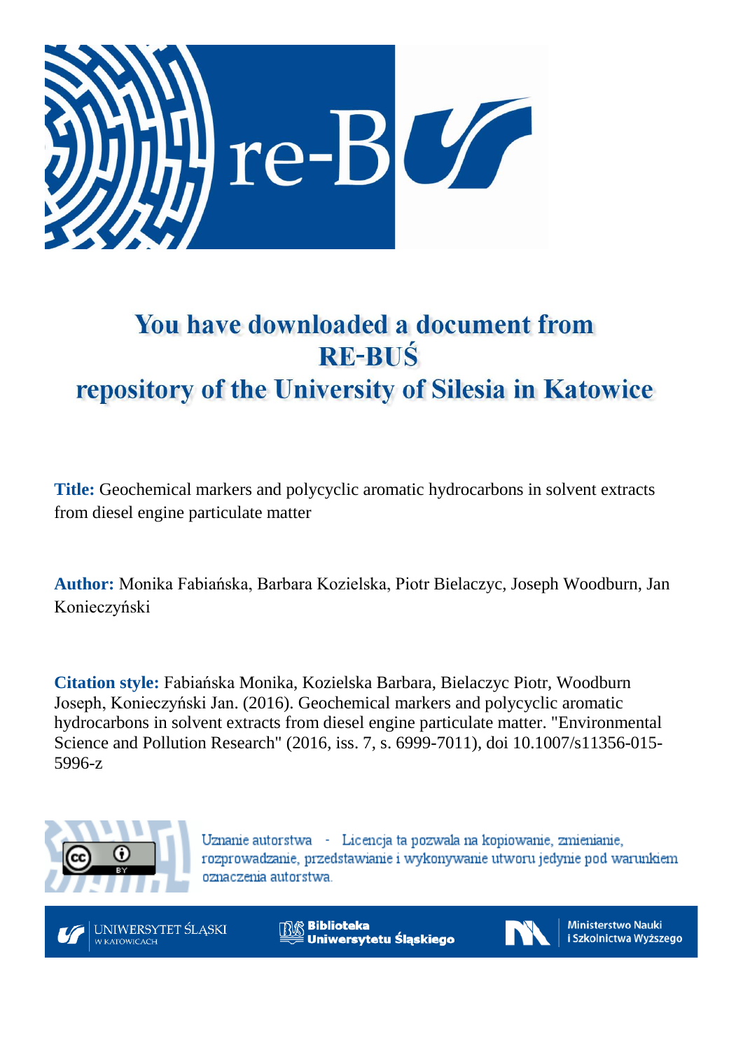# You have downloaded a document from RE-BUŚ repository of the University of Silesia in Katowice

**Title:** Geochemical markers and polycyclic aromatic hydrocarbons in solvent extracts from diesel engine particulate matter

**Author:** Monika Fabiańska, Barbara Kozielska, Piotr Bielaczyc, Joseph Woodburn, Jan Konieczyński

**Citation style:** Fabiańska Monika, Kozielska Barbara, Bielaczyc Piotr, Woodburn Joseph, Konieczyński Jan. (2016). Geochemical markers and polycyclic aromatic hydrocarbons in solvent extracts from diesel engine particulate matter. "Environmental Science and Pollution Research" (2016, iss. 7, s. 6999-7011), doi 10.1007/s11356-015-5996-z

Uznanie autorstwa - Licencja ta pozwala na kopiowanie, zmienianie, rozprowadzanie, przedstawianie i wykonywanie utworu jedynie pod warunkiem oznaczenia autorstwa.

UNIWERSYTET ŚLĄSKI W KATOWICACH

Biblioteka Uniwersytetu Śląskiego

Ministerstwo Nauki i Szkolnictwa Wyższego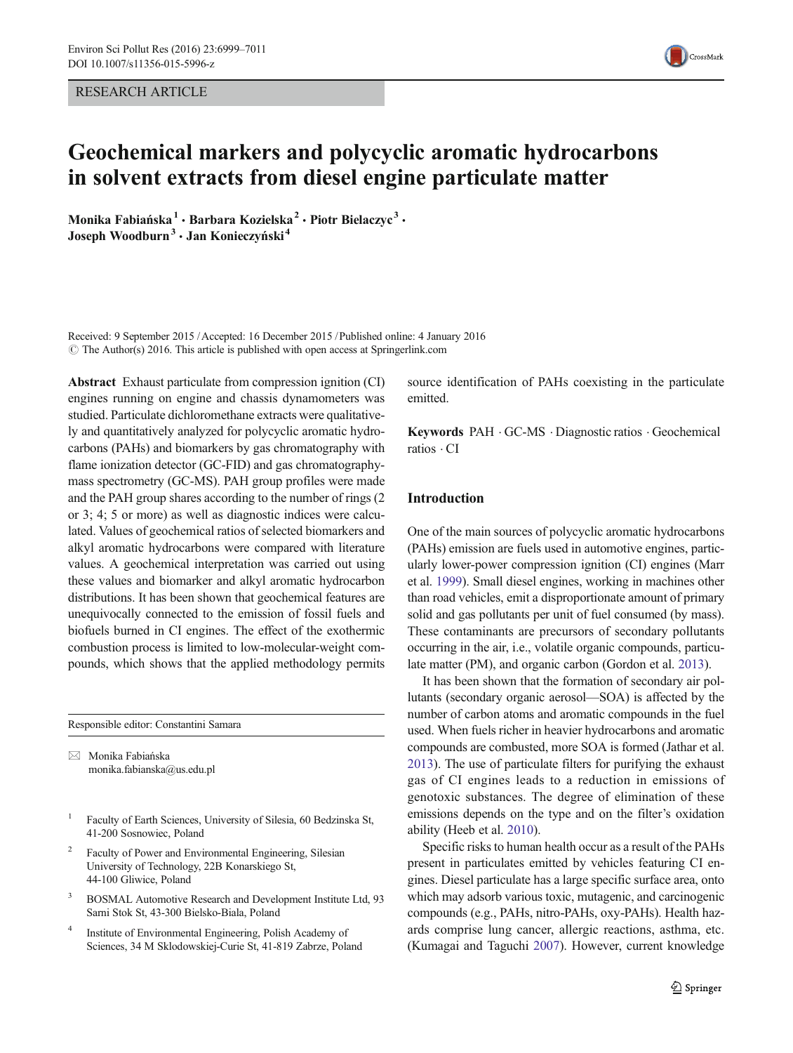RESEARCH ARTICLE

# Geochemical markers and polycyclic aromatic hydrocarbons in solvent extracts from diesel engine particulate matter

**Monika Fabiańska**[1] · **Barbara Kozielska**[2] · **Piotr Bielaczyc**[3] · **Joseph Woodburn**[3] · **Jan Konieczyński**[4]

Received: 9 September 2015 / Accepted: 16 December 2015 / Published online: 4 January 2016
© The Author(s) 2016. This article is published with open access at Springerlink.com

**Abstract** Exhaust particulate from compression ignition (CI) engines running on engine and chassis dynamometers was studied. Particulate dichloromethane extracts were qualitatively and quantitatively analyzed for polycyclic aromatic hydrocarbons (PAHs) and biomarkers by gas chromatography with flame ionization detector (GC-FID) and gas chromatography-mass spectrometry (GC-MS). PAH group profiles were made and the PAH group shares according to the number of rings (2 or 3; 4; 5 or more) as well as diagnostic indices were calculated. Values of geochemical ratios of selected biomarkers and alkyl aromatic hydrocarbons were compared with literature values. A geochemical interpretation was carried out using these values and biomarker and alkyl aromatic hydrocarbon distributions. It has been shown that geochemical features are unequivocally connected to the emission of fossil fuels and biofuels burned in CI engines. The effect of the exothermic combustion process is limited to low-molecular-weight compounds, which shows that the applied methodology permits source identification of PAHs coexisting in the particulate emitted.

**Keywords** PAH · GC-MS · Diagnostic ratios · Geochemical ratios · CI

Responsible editor: Constantini Samara

✉ Monika Fabiańska
monika.fabianska@us.edu.pl

[1] Faculty of Earth Sciences, University of Silesia, 60 Bedzinska St, 41-200 Sosnowiec, Poland

[2] Faculty of Power and Environmental Engineering, Silesian University of Technology, 22B Konarskiego St, 44-100 Gliwice, Poland

[3] BOSMAL Automotive Research and Development Institute Ltd, 93 Sarni Stok St, 43-300 Bielsko-Biala, Poland

[4] Institute of Environmental Engineering, Polish Academy of Sciences, 34 M Sklodowskiej-Curie St, 41-819 Zabrze, Poland

## Introduction

One of the main sources of polycyclic aromatic hydrocarbons (PAHs) emission are fuels used in automotive engines, particularly lower-power compression ignition (CI) engines (Marr et al. 1999). Small diesel engines, working in machines other than road vehicles, emit a disproportionate amount of primary solid and gas pollutants per unit of fuel consumed (by mass). These contaminants are precursors of secondary pollutants occurring in the air, i.e., volatile organic compounds, particulate matter (PM), and organic carbon (Gordon et al. 2013).

It has been shown that the formation of secondary air pollutants (secondary organic aerosol—SOA) is affected by the number of carbon atoms and aromatic compounds in the fuel used. When fuels richer in heavier hydrocarbons and aromatic compounds are combusted, more SOA is formed (Jathar et al. 2013). The use of particulate filters for purifying the exhaust gas of CI engines leads to a reduction in emissions of genotoxic substances. The degree of elimination of these emissions depends on the type and on the filter's oxidation ability (Heeb et al. 2010).

Specific risks to human health occur as a result of the PAHs present in particulates emitted by vehicles featuring CI engines. Diesel particulate has a large specific surface area, onto which may adsorb various toxic, mutagenic, and carcinogenic compounds (e.g., PAHs, nitro-PAHs, oxy-PAHs). Health hazards comprise lung cancer, allergic reactions, asthma, etc. (Kumagai and Taguchi 2007). However, current knowledge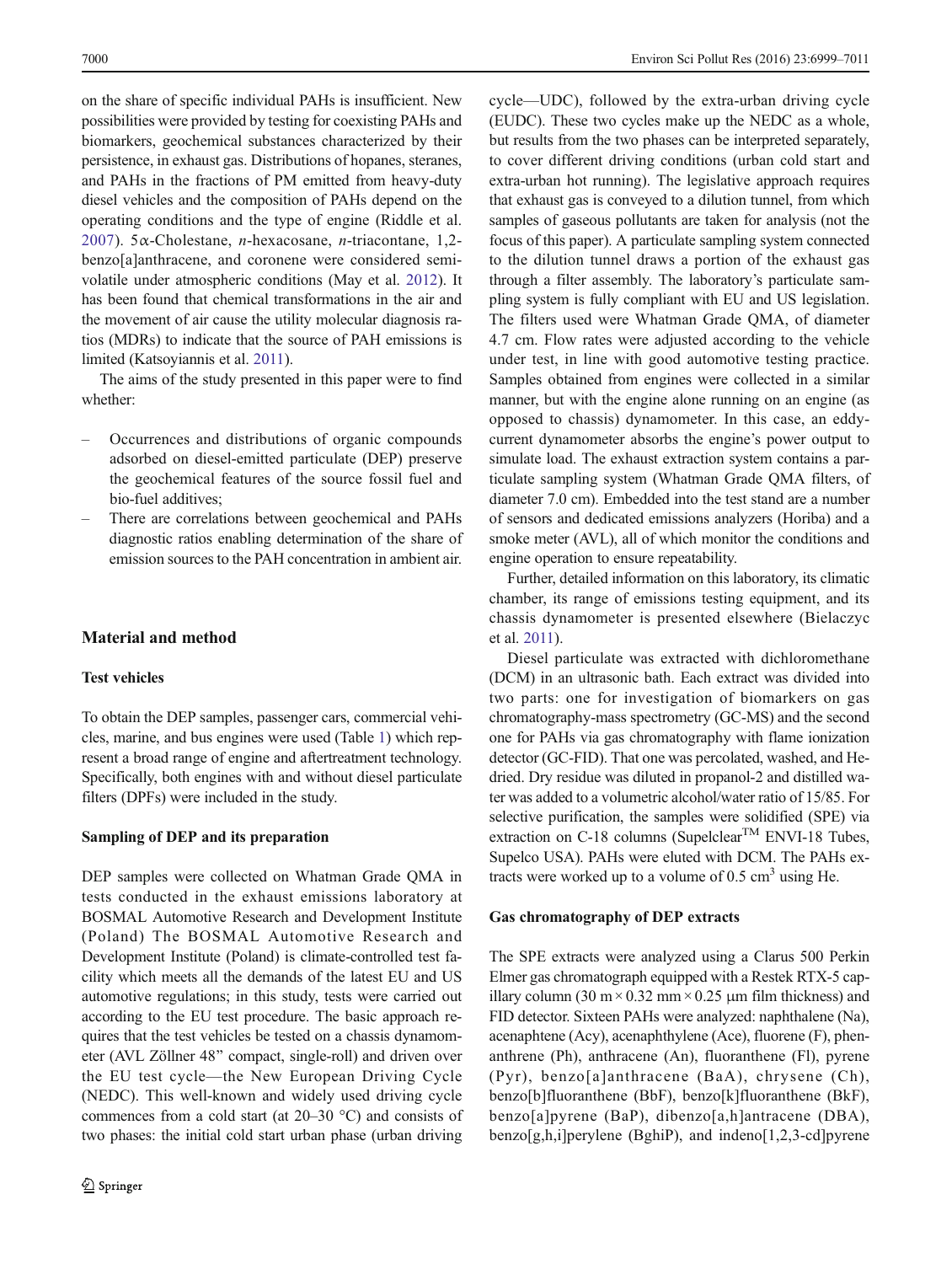on the share of specific individual PAHs is insufficient. New possibilities were provided by testing for coexisting PAHs and biomarkers, geochemical substances characterized by their persistence, in exhaust gas. Distributions of hopanes, steranes, and PAHs in the fractions of PM emitted from heavy-duty diesel vehicles and the composition of PAHs depend on the operating conditions and the type of engine (Riddle et al. 2007). 5α-Cholestane, *n*-hexacosane, *n*-triacontane, 1,2-benzo[a]anthracene, and coronene were considered semi-volatile under atmospheric conditions (May et al. 2012). It has been found that chemical transformations in the air and the movement of air cause the utility molecular diagnosis ratios (MDRs) to indicate that the source of PAH emissions is limited (Katsoyiannis et al. 2011).

The aims of the study presented in this paper were to find whether:

- Occurrences and distributions of organic compounds adsorbed on diesel-emitted particulate (DEP) preserve the geochemical features of the source fossil fuel and bio-fuel additives;
- There are correlations between geochemical and PAHs diagnostic ratios enabling determination of the share of emission sources to the PAH concentration in ambient air.

## Material and method

### Test vehicles

To obtain the DEP samples, passenger cars, commercial vehicles, marine, and bus engines were used (Table 1) which represent a broad range of engine and aftertreatment technology. Specifically, both engines with and without diesel particulate filters (DPFs) were included in the study.

### Sampling of DEP and its preparation

DEP samples were collected on Whatman Grade QMA in tests conducted in the exhaust emissions laboratory at BOSMAL Automotive Research and Development Institute (Poland) The BOSMAL Automotive Research and Development Institute (Poland) is climate-controlled test facility which meets all the demands of the latest EU and US automotive regulations; in this study, tests were carried out according to the EU test procedure. The basic approach requires that the test vehicles be tested on a chassis dynamometer (AVL Zöllner 48" compact, single-roll) and driven over the EU test cycle—the New European Driving Cycle (NEDC). This well-known and widely used driving cycle commences from a cold start (at 20–30 °C) and consists of two phases: the initial cold start urban phase (urban driving cycle—UDC), followed by the extra-urban driving cycle (EUDC). These two cycles make up the NEDC as a whole, but results from the two phases can be interpreted separately, to cover different driving conditions (urban cold start and extra-urban hot running). The legislative approach requires that exhaust gas is conveyed to a dilution tunnel, from which samples of gaseous pollutants are taken for analysis (not the focus of this paper). A particulate sampling system connected to the dilution tunnel draws a portion of the exhaust gas through a filter assembly. The laboratory's particulate sampling system is fully compliant with EU and US legislation. The filters used were Whatman Grade QMA, of diameter 4.7 cm. Flow rates were adjusted according to the vehicle under test, in line with good automotive testing practice. Samples obtained from engines were collected in a similar manner, but with the engine alone running on an engine (as opposed to chassis) dynamometer. In this case, an eddy-current dynamometer absorbs the engine's power output to simulate load. The exhaust extraction system contains a particulate sampling system (Whatman Grade QMA filters, of diameter 7.0 cm). Embedded into the test stand are a number of sensors and dedicated emissions analyzers (Horiba) and a smoke meter (AVL), all of which monitor the conditions and engine operation to ensure repeatability.

Further, detailed information on this laboratory, its climatic chamber, its range of emissions testing equipment, and its chassis dynamometer is presented elsewhere (Bielaczyc et al. 2011).

Diesel particulate was extracted with dichloromethane (DCM) in an ultrasonic bath. Each extract was divided into two parts: one for investigation of biomarkers on gas chromatography-mass spectrometry (GC-MS) and the second one for PAHs via gas chromatography with flame ionization detector (GC-FID). That one was percolated, washed, and He-dried. Dry residue was diluted in propanol-2 and distilled water was added to a volumetric alcohol/water ratio of 15/85. For selective purification, the samples were solidified (SPE) via extraction on C-18 columns (Supelclear™ ENVI-18 Tubes, Supelco USA). PAHs were eluted with DCM. The PAHs extracts were worked up to a volume of 0.5 $cm^3$ using He.

### Gas chromatography of DEP extracts

The SPE extracts were analyzed using a Clarus 500 Perkin Elmer gas chromatograph equipped with a Restek RTX-5 capillary column (30 m × 0.32 mm × 0.25 μm film thickness) and FID detector. Sixteen PAHs were analyzed: naphthalene (Na), acenaphtene (Acy), acenaphthylene (Ace), fluorene (F), phenanthrene (Ph), anthracene (An), fluoranthene (Fl), pyrene (Pyr), benzo[a]anthracene (BaA), chrysene (Ch), benzo[b]fluoranthene (BbF), benzo[k]fluoranthene (BkF), benzo[a]pyrene (BaP), dibenzo[a,h]antracene (DBA), benzo[g,h,i]perylene (BghiP), and indeno[1,2,3-cd]pyrene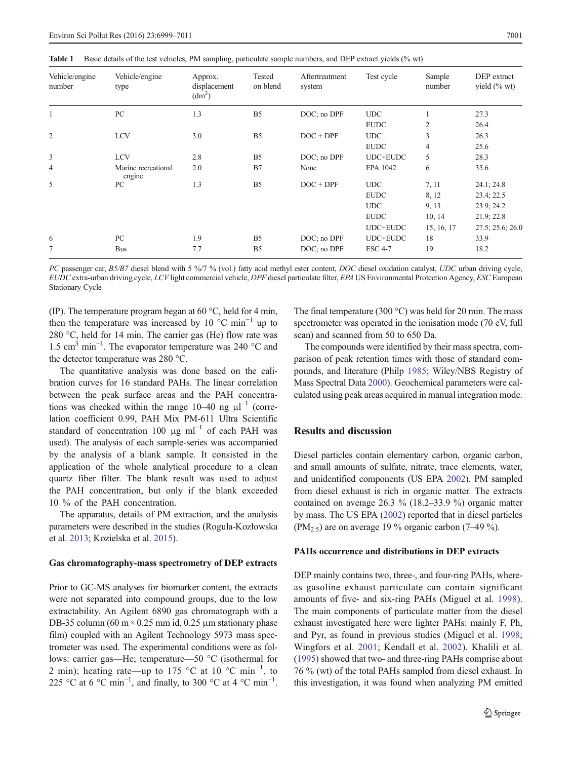**Table 1** Basic details of the test vehicles, PM sampling, particulate sample numbers, and DEP extract yields (% wt)

| Vehicle/engine number | Vehicle/engine type | Approx. displacement ($dm^3$) | Tested on blend | Aftertreatment system | Test cycle | Sample number | DEP extract yield (% wt) |
|---|---|---|---|---|---|---|---|
| 1 | PC | 1.3 | B5 | DOC; no DPF | UDC | 1 | 27.3 |
| | | | | | EUDC | 2 | 26.4 |
| 2 | LCV | 3.0 | B5 | DOC + DPF | UDC | 3 | 26.3 |
| | | | | | EUDC | 4 | 25.6 |
| 3 | LCV | 2.8 | B5 | DOC; no DPF | UDC+EUDC | 5 | 28.3 |
| 4 | Marine recreational engine | 2.0 | B7 | None | EPA 1042 | 6 | 35.6 |
| 5 | PC | 1.3 | B5 | DOC + DPF | UDC | 7, 11 | 24.1; 24.8 |
| | | | | | EUDC | 8, 12 | 23.4; 22.5 |
| | | | | | UDC | 9, 13 | 23.9; 24.2 |
| | | | | | EUDC | 10, 14 | 21.9; 22.8 |
| | | | | | UDC+EUDC | 15, 16, 17 | 27.5; 25.6; 26.0 |
| 6 | PC | 1.9 | B5 | DOC; no DPF | UDC+EUDC | 18 | 33.9 |
| 7 | Bus | 7.7 | B5 | DOC; no DPF | ESC 4-7 | 19 | 18.2 |

*PC* passenger car, *B5/B7* diesel blend with 5 %/7 % (vol.) fatty acid methyl ester content, *DOC* diesel oxidation catalyst, *UDC* urban driving cycle, *EUDC* extra-urban driving cycle, *LCV* light commercial vehicle, *DPF* diesel particulate filter, *EPA* US Environmental Protection Agency, *ESC* European Stationary Cycle

(IP). The temperature program began at 60 °C, held for 4 min, then the temperature was increased by 10 °C $min^{-1}$ up to 280 °C, held for 14 min. The carrier gas (He) flow rate was 1.5 $cm^3$ $min^{-1}$. The evaporator temperature was 240 °C and the detector temperature was 280 °C.

The quantitative analysis was done based on the calibration curves for 16 standard PAHs. The linear correlation between the peak surface areas and the PAH concentrations was checked within the range 10–40 ng $\mu l^{-1}$ (correlation coefficient 0.99, PAH Mix PM-611 Ultra Scientific standard of concentration 100 μg $ml^{-1}$ of each PAH was used). The analysis of each sample-series was accompanied by the analysis of a blank sample. It consisted in the application of the whole analytical procedure to a clean quartz fiber filter. The blank result was used to adjust the PAH concentration, but only if the blank exceeded 10 % of the PAH concentration.

The apparatus, details of PM extraction, and the analysis parameters were described in the studies (Rogula-Kozłowska et al. 2013; Kozielska et al. 2015).

### Gas chromatography-mass spectrometry of DEP extracts

Prior to GC-MS analyses for biomarker content, the extracts were not separated into compound groups, due to the low extractability. An Agilent 6890 gas chromatograph with a DB-35 column (60 m × 0.25 mm id, 0.25 μm stationary phase film) coupled with an Agilent Technology 5973 mass spectrometer was used. The experimental conditions were as follows: carrier gas—He; temperature—50 °C (isothermal for 2 min); heating rate—up to 175 °C at 10 °C $min^{-1}$, to 225 °C at 6 °C $min^{-1}$, and finally, to 300 °C at 4 °C $min^{-1}$. The final temperature (300 °C) was held for 20 min. The mass spectrometer was operated in the ionisation mode (70 eV, full scan) and scanned from 50 to 650 Da.

The compounds were identified by their mass spectra, comparison of peak retention times with those of standard compounds, and literature (Philp 1985; Wiley/NBS Registry of Mass Spectral Data 2000). Geochemical parameters were calculated using peak areas acquired in manual integration mode.

## Results and discussion

Diesel particles contain elementary carbon, organic carbon, and small amounts of sulfate, nitrate, trace elements, water, and unidentified components (US EPA 2002). PM sampled from diesel exhaust is rich in organic matter. The extracts contained on average 26.3 % (18.2–33.9 %) organic matter by mass. The US EPA (2002) reported that in diesel particles ($PM_{2.5}$) are on average 19 % organic carbon (7–49 %).

### PAHs occurrence and distributions in DEP extracts

DEP mainly contains two, three-, and four-ring PAHs, whereas gasoline exhaust particulate can contain significant amounts of five- and six-ring PAHs (Miguel et al. 1998). The main components of particulate matter from the diesel exhaust investigated here were lighter PAHs: mainly F, Ph, and Pyr, as found in previous studies (Miguel et al. 1998; Wingfors et al. 2001; Kendall et al. 2002). Khalili et al. (1995) showed that two- and three-ring PAHs comprise about 76 % (wt) of the total PAHs sampled from diesel exhaust. In this investigation, it was found when analyzing PM emitted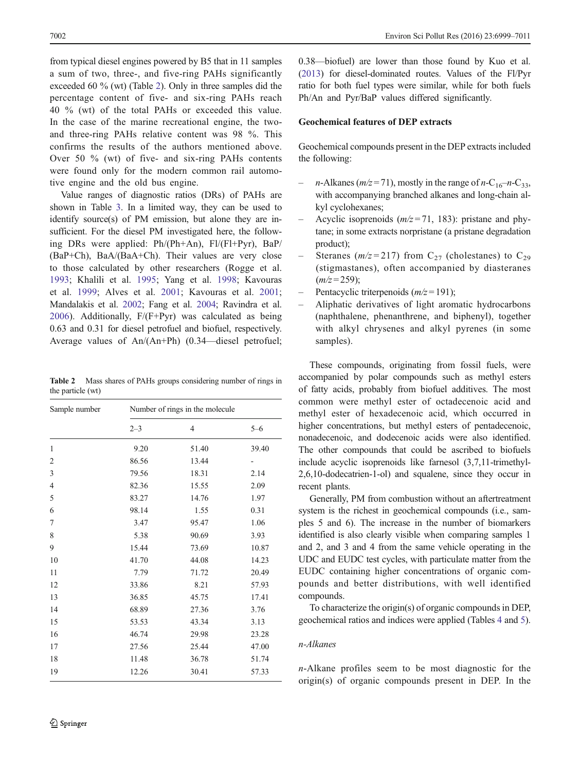from typical diesel engines powered by B5 that in 11 samples a sum of two, three-, and five-ring PAHs significantly exceeded 60 % (wt) (Table 2). Only in three samples did the percentage content of five- and six-ring PAHs reach 40 % (wt) of the total PAHs or exceeded this value. In the case of the marine recreational engine, the two- and three-ring PAHs relative content was 98 %. This confirms the results of the authors mentioned above. Over 50 % (wt) of five- and six-ring PAHs contents were found only for the modern common rail automotive engine and the old bus engine.

Value ranges of diagnostic ratios (DRs) of PAHs are shown in Table 3. In a limited way, they can be used to identify source(s) of PM emission, but alone they are insufficient. For the diesel PM investigated here, the following DRs were applied: Ph/(Ph+An), Fl/(Fl+Pyr), BaP/(BaP+Ch), BaA/(BaA+Ch). Their values are very close to those calculated by other researchers (Rogge et al. 1993; Khalili et al. 1995; Yang et al. 1998; Kavouras et al. 1999; Alves et al. 2001; Kavouras et al. 2001; Mandalakis et al. 2002; Fang et al. 2004; Ravindra et al. 2006). Additionally, F/(F+Pyr) was calculated as being 0.63 and 0.31 for diesel petrofuel and biofuel, respectively. Average values of An/(An+Ph) (0.34—diesel petrofuel; 0.38—biofuel) are lower than those found by Kuo et al. (2013) for diesel-dominated routes. Values of the Fl/Pyr ratio for both fuel types were similar, while for both fuels Ph/An and Pyr/BaP values differed significantly.

**Table 2** Mass shares of PAHs groups considering number of rings in the particle (wt)

| Sample number | Number of rings in the molecule | | |
|---|---|---|---|
| | 2–3 | 4 | 5–6 |
| 1 | 9.20 | 51.40 | 39.40 |
| 2 | 86.56 | 13.44 | - |
| 3 | 79.56 | 18.31 | 2.14 |
| 4 | 82.36 | 15.55 | 2.09 |
| 5 | 83.27 | 14.76 | 1.97 |
| 6 | 98.14 | 1.55 | 0.31 |
| 7 | 3.47 | 95.47 | 1.06 |
| 8 | 5.38 | 90.69 | 3.93 |
| 9 | 15.44 | 73.69 | 10.87 |
| 10 | 41.70 | 44.08 | 14.23 |
| 11 | 7.79 | 71.72 | 20.49 |
| 12 | 33.86 | 8.21 | 57.93 |
| 13 | 36.85 | 45.75 | 17.41 |
| 14 | 68.89 | 27.36 | 3.76 |
| 15 | 53.53 | 43.34 | 3.13 |
| 16 | 46.74 | 29.98 | 23.28 |
| 17 | 27.56 | 25.44 | 47.00 |
| 18 | 11.48 | 36.78 | 51.74 |
| 19 | 12.26 | 30.41 | 57.33 |

### Geochemical features of DEP extracts

Geochemical compounds present in the DEP extracts included the following:

- *n*-Alkanes ($m/z = 71$), mostly in the range of *n*-$C_{16}$–*n*-$C_{33}$, with accompanying branched alkanes and long-chain alkyl cyclohexanes;
- Acyclic isoprenoids ($m/z = 71$, 183): pristane and phytane; in some extracts norpristane (a pristane degradation product);
- Steranes ($m/z = 217$) from $C_{27}$ (cholestanes) to $C_{29}$ (stigmastanes), often accompanied by diasteranes ($m/z = 259$);
- Pentacyclic triterpenoids ($m/z = 191$);
- Aliphatic derivatives of light aromatic hydrocarbons (naphthalene, phenanthrene, and biphenyl), together with alkyl chrysenes and alkyl pyrenes (in some samples).

These compounds, originating from fossil fuels, were accompanied by polar compounds such as methyl esters of fatty acids, probably from biofuel additives. The most common were methyl ester of octadecenoic acid and methyl ester of hexadecenoic acid, which occurred in higher concentrations, but methyl esters of pentadecenoic, nonadecenoic, and dodecenoic acids were also identified. The other compounds that could be ascribed to biofuels include acyclic isoprenoids like farnesol (3,7,11-trimethyl-2,6,10-dodecatrien-1-ol) and squalene, since they occur in recent plants.

Generally, PM from combustion without an aftertreatment system is the richest in geochemical compounds (i.e., samples 5 and 6). The increase in the number of biomarkers identified is also clearly visible when comparing samples 1 and 2, and 3 and 4 from the same vehicle operating in the UDC and EUDC test cycles, with particulate matter from the EUDC containing higher concentrations of organic compounds and better distributions, with well identified compounds.

To characterize the origin(s) of organic compounds in DEP, geochemical ratios and indices were applied (Tables 4 and 5).

#### *n*-Alkanes

*n*-Alkane profiles seem to be most diagnostic for the origin(s) of organic compounds present in DEP. In the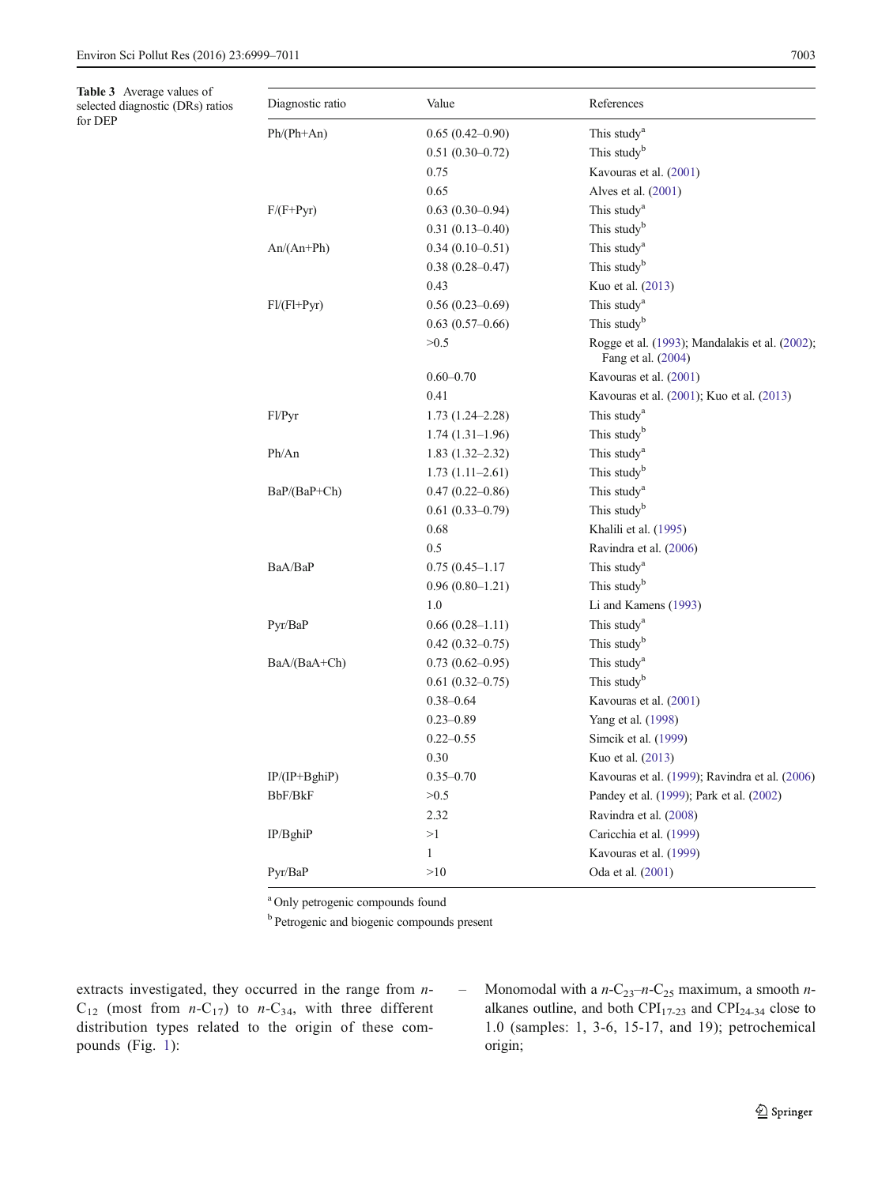**Table 3** Average values of selected diagnostic (DRs) ratios for DEP

| Diagnostic ratio | Value | References |
|---|---|---|
| Ph/(Ph+An) | 0.65 (0.42–0.90) | This study[a] |
| | 0.51 (0.30–0.72) | This study[b] |
| | 0.75 | Kavouras et al. (2001) |
| | 0.65 | Alves et al. (2001) |
| F/(F+Pyr) | 0.63 (0.30–0.94) | This study[a] |
| | 0.31 (0.13–0.40) | This study[b] |
| An/(An+Ph) | 0.34 (0.10–0.51) | This study[a] |
| | 0.38 (0.28–0.47) | This study[b] |
| | 0.43 | Kuo et al. (2013) |
| Fl/(Fl+Pyr) | 0.56 (0.23–0.69) | This study[a] |
| | 0.63 (0.57–0.66) | This study[b] |
| | >0.5 | Rogge et al. (1993); Mandalakis et al. (2002); Fang et al. (2004) |
| | 0.60–0.70 | Kavouras et al. (2001) |
| | 0.41 | Kavouras et al. (2001); Kuo et al. (2013) |
| Fl/Pyr | 1.73 (1.24–2.28) | This study[a] |
| | 1.74 (1.31–1.96) | This study[b] |
| Ph/An | 1.83 (1.32–2.32) | This study[a] |
| | 1.73 (1.11–2.61) | This study[b] |
| BaP/(BaP+Ch) | 0.47 (0.22–0.86) | This study[a] |
| | 0.61 (0.33–0.79) | This study[b] |
| | 0.68 | Khalili et al. (1995) |
| | 0.5 | Ravindra et al. (2006) |
| BaA/BaP | 0.75 (0.45–1.17 | This study[a] |
| | 0.96 (0.80–1.21) | This study[b] |
| | 1.0 | Li and Kamens (1993) |
| Pyr/BaP | 0.66 (0.28–1.11) | This study[a] |
| | 0.42 (0.32–0.75) | This study[b] |
| BaA/(BaA+Ch) | 0.73 (0.62–0.95) | This study[a] |
| | 0.61 (0.32–0.75) | This study[b] |
| | 0.38–0.64 | Kavouras et al. (2001) |
| | 0.23–0.89 | Yang et al. (1998) |
| | 0.22–0.55 | Simcik et al. (1999) |
| | 0.30 | Kuo et al. (2013) |
| IP/(IP+BghiP) | 0.35–0.70 | Kavouras et al. (1999); Ravindra et al. (2006) |
| BbF/BkF | >0.5 | Pandey et al. (1999); Park et al. (2002) |
| | 2.32 | Ravindra et al. (2008) |
| IP/BghiP | >1 | Caricchia et al. (1999) |
| | 1 | Kavouras et al. (1999) |
| Pyr/BaP | >10 | Oda et al. (2001) |

[a] Only petrogenic compounds found

[b] Petrogenic and biogenic compounds present

extracts investigated, they occurred in the range from $n$-$C_{12}$ (most from $n$-$C_{17}$) to $n$-$C_{34}$, with three different distribution types related to the origin of these compounds (Fig. 1):

– Monomodal with a $n$-$C_{23}$–$n$-$C_{25}$ maximum, a smooth $n$-alkanes outline, and both $CPI_{17\text{-}23}$ and $CPI_{24\text{-}34}$ close to 1.0 (samples: 1, 3-6, 15-17, and 19); petrochemical origin;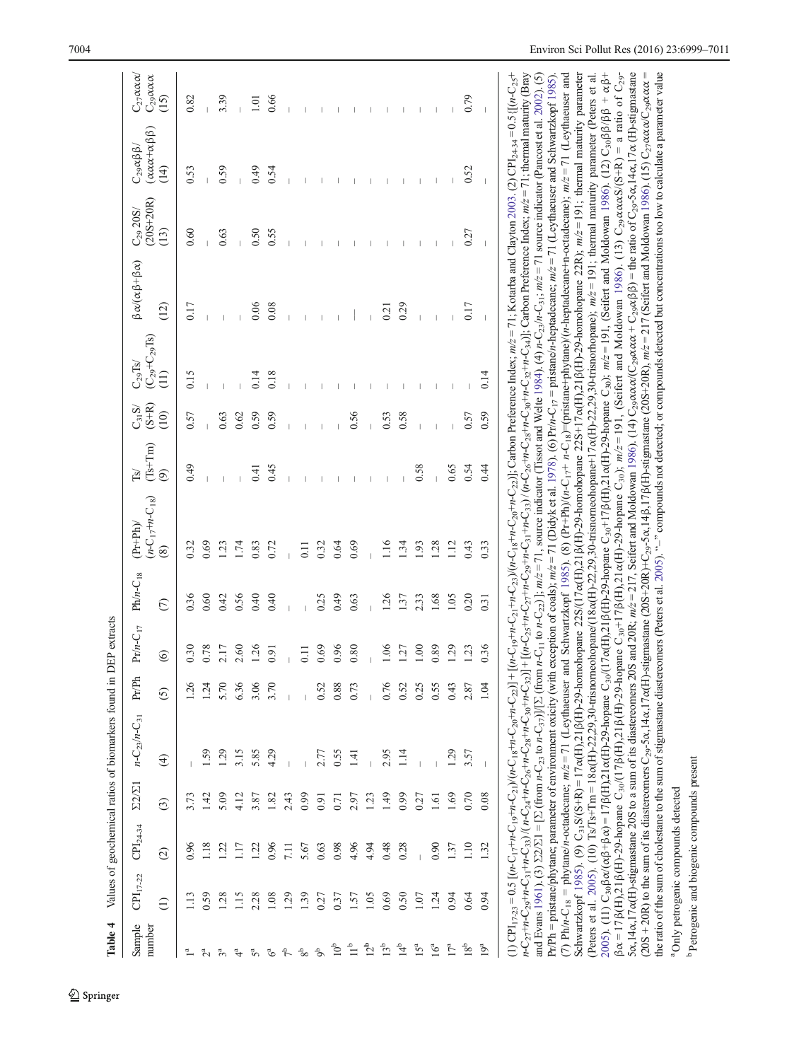**Table 4** Values of geochemical ratios of biomarkers found in DEP extracts

| Sample number | $CPI_{17\text{-}22}$ (1) | $CPI_{24\text{-}34}$ (2) | Σ2/Σ1 (3) | $n$-$C_{23}$/$n$-$C_{31}$ (4) | Pr/Ph (5) | Pr/$n$-$C_{17}$ (6) | Ph/$n$-$C_{18}$ (7) | (Pr+Ph)/($n$-$C_{17}$+$n$-$C_{18}$) (8) | Ts/(Ts+Tm) (9) | $C_{31}$S/(S+R) (10) | $C_{29}$Ts/($C_{29}$+$C_{29}$Ts) (11) | βα/(αβ+βα) (12) | $C_{29}$ 20S/(20S+20R) (13) | $C_{29}$αββ/(ααα+αββ) (14) | $C_{27}$ααα/$C_{29}$ααα (15) |
|---|---|---|---|---|---|---|---|---|---|---|---|---|---|---|---|
| 1[a] | 1.13 | 0.96 | 3.73 | – | 1.26 | 0.30 | 0.36 | 0.32 | 0.49 | 0.57 | 0.15 | 0.17 | 0.60 | 0.53 | 0.82 |
| 2[a] | 0.59 | 1.18 | 1.42 | 1.59 | 1.24 | 0.78 | 0.60 | 0.69 | – | – | – | – | – | – | – |
| 3[a] | 1.28 | 1.22 | 5.09 | 1.29 | 5.70 | 2.17 | 0.42 | 1.23 | – | 0.63 | – | – | 0.63 | 0.59 | 3.39 |
| 4[a] | 1.15 | 1.17 | 4.12 | 3.15 | 6.36 | 2.60 | 0.56 | 1.74 | – | 0.62 | – | – | – | – | – |
| 5[a] | 2.28 | 1.22 | 3.87 | 5.85 | 3.06 | 1.26 | 0.40 | 0.83 | 0.41 | 0.59 | 0.14 | 0.06 | 0.50 | 0.49 | 1.01 |
| 6[a] | 1.08 | 0.96 | 1.82 | 4.29 | 3.70 | 0.91 | 0.40 | 0.72 | 0.45 | 0.59 | 0.18 | 0.08 | 0.55 | 0.54 | 0.66 |
| 7[b] | 1.29 | 7.11 | 2.43 | – | – | – | – | – | – | – | – | – | – | – | – |
| 8[b] | 1.39 | 5.67 | 0.99 | – | – | 0.11 | – | 0.11 | – | – | – | – | – | – | – |
| 9[b] | 0.27 | 0.63 | 0.91 | 2.77 | 0.52 | 0.69 | 0.25 | 0.32 | – | – | – | – | – | – | – |
| 10[b] | 0.37 | 0.98 | 0.71 | 0.55 | 0.88 | 0.96 | 0.49 | 0.64 | – | – | – | – | – | – | – |
| 11[b] | 1.57 | 4.96 | 2.97 | 1.41 | 0.73 | 0.80 | 0.63 | 0.69 | – | 0.56 | – | – | – | – | – |
| 12[b] | 1.05 | 4.94 | 1.23 | – | – | – | – | – | – | – | – | – | – | – | – |
| 13[b] | 0.69 | 0.48 | 1.49 | 2.95 | 0.76 | 1.06 | 1.26 | 1.16 | – | 0.53 | – | 0.21 | – | – | – |
| 14[b] | 0.50 | 0.28 | 0.99 | 1.14 | 0.52 | 1.27 | 1.37 | 1.34 | – | 0.58 | – | 0.29 | – | – | – |
| 15[a] | 1.07 | – | 0.27 | – | 0.25 | 1.00 | 2.33 | 1.93 | 0.58 | – | – | – | – | – | – |
| 16[a] | 1.24 | 0.90 | 1.61 | – | 0.55 | 0.89 | 1.68 | 1.28 | – | – | – | – | – | – | – |
| 17[a] | 0.94 | 1.37 | 1.69 | 1.29 | 0.43 | 1.29 | 1.05 | 1.12 | 0.65 | – | – | – | – | – | – |
| 18[b] | 0.64 | 1.10 | 0.70 | 3.57 | 2.87 | 1.23 | 0.20 | 0.43 | 0.54 | 0.57 | – | 0.17 | 0.27 | 0.52 | 0.79 |
| 19[a] | 0.94 | 1.32 | 0.08 | – | 1.04 | 0.36 | 0.31 | 0.33 | 0.44 | 0.59 | 0.14 | – | – | – | – |

(1) $CPI_{17\text{-}23} = 0.5\{[(n\text{-}C_{17}+n\text{-}C_{19}+n\text{-}C_{21})/(n\text{-}C_{18}+n\text{-}C_{20}+n\text{-}C_{22})] + [(n\text{-}C_{19}+n\text{-}C_{21}+n\text{-}C_{23})/(n\text{-}C_{18}+n\text{-}C_{20}+n\text{-}C_{22})]\}$; Carbon Preference Index; $m/z = 71$; Kotarba and Clayton 2003. (2) $CPI_{24\text{-}34} = 0.5\{[(n\text{-}C_{25}+n\text{-}C_{27}+n\text{-}C_{29}+n\text{-}C_{31}+n\text{-}C_{33})/(n\text{-}C_{24}+n\text{-}C_{26}+n\text{-}C_{28}+n\text{-}C_{30}+n\text{-}C_{32})] + [(n\text{-}C_{25}+n\text{-}C_{27}+n\text{-}C_{29}+n\text{-}C_{31}+n\text{-}C_{33})/(n\text{-}C_{26}+n\text{-}C_{28}+n\text{-}C_{30}+n\text{-}C_{32}+n\text{-}C_{34})]\}$; Carbon Preference Index; $m/z = 71$; thermal maturity (Bray and Evans 1961). (3) $\Sigma2/\Sigma1 = [\Sigma$ (from $n\text{-}C_{23}$ to $n\text{-}C_{37}$)]/[Σ (from $n\text{-}C_{11}$ to $n\text{-}C_{22}$)]; $m/z = 71$, source indicator (Tissot and Welte 1984). (4) $n\text{-}C_{23}/n\text{-}C_{31}$; $m/z = 71$ source indicator (Pancost et al. 2002). (5) Pr/Ph = pristane/phytane; parameter of environment oxicity (with exception of coals); $m/z = 71$ (Didyk et al. 1978). (6) Pr/$n$-$C_{17}$ = pristane/$n$-heptadecane; $m/z = 71$ (Leythaeuser and Schwartzkopf 1985). (7) Ph/$n$-$C_{18}$ = phytane/$n$-octadecane; $m/z = 71$ (Leythaeuser and Schwartzkopf 1985). (8) (Pr+Ph)/($n$-$C_{17}$+ $n$-$C_{18}$)=(pristane+phytane)/($n$-heptadecane+$n$-octadecane); $m/z = 71$ (Leythaeuser and Schwartzkopf 1985). (9) $C_{31}$S/(S+R) = 17α(H),21β(H)-29-homohopane 22S/(17α(H),21β(H)-29-homohopane 22S+17α(H),21β(H)-29-homohopane 22R); $m/z = 191$; thermal maturity parameter (Peters et al. 2005). (10) Ts/Ts+Tm = 18α(H)-22,29,30-trisnorneohopane/(18α(H)-22,29,30-trisnorneohopane+17α(H)-22,29,30-trisnorhopane); $m/z = 191$; thermal maturity parameter (Peters et al. 2005). (11) $C_{30}$βα/(αβ+βα) = 17β(H),21α(H)-29-hopane $C_{30}$/(17α(H),21β(H)-29-hopane $C_{30}$+17β(H),21α(H)-29-hopane $C_{30}$); $m/z = 191$, (Seifert and Moldowan 1986). (12) $C_{30}$ββ/ββ + αβ+ βα = 17β(H),21β(H)-29-hopane $C_{30}$/(17β(H),21β(H)-29-hopane $C_{30}$+17β(H),21α(H)-29-hopane $C_{30}$); $m/z = 191$, (Seifert and Moldowan 1986). (13) $C_{29}$αααS/(S+R) = a ratio of $C_{29}$-5α,14α,17α(H)-stigmastane 20S to a sum of its diastereomers 20S and 20R; $m/z = 217$, Seifert and Moldowan 1986). (14) $C_{29}$ααα/($C_{29}$ααα + $C_{29}$αββ) = the ratio of $C_{29}$-5α,14α,17α (H)-stigmastane (20S + 20R) to the sum of its diastereomers $C_{29}$-5α,14α,17α(H)-stigmastane (20S+20R)+$C_{29}$-5α,14β,17β(H)-stigmastane (20S+20R), $m/z = 217$ (Seifert and Moldowan 1986). (15) $C_{27}$ααα/$C_{29}$ααα = the ratio of the sum of cholestane to the sum of stigmastane diastereomers (Peters et al. 2005). "–" compounds not detected; or compounds detected but concentrations too low to calculate a parameter value

[a] Only petrogenic compounds detected

[b] Petrogenic and biogenic compounds present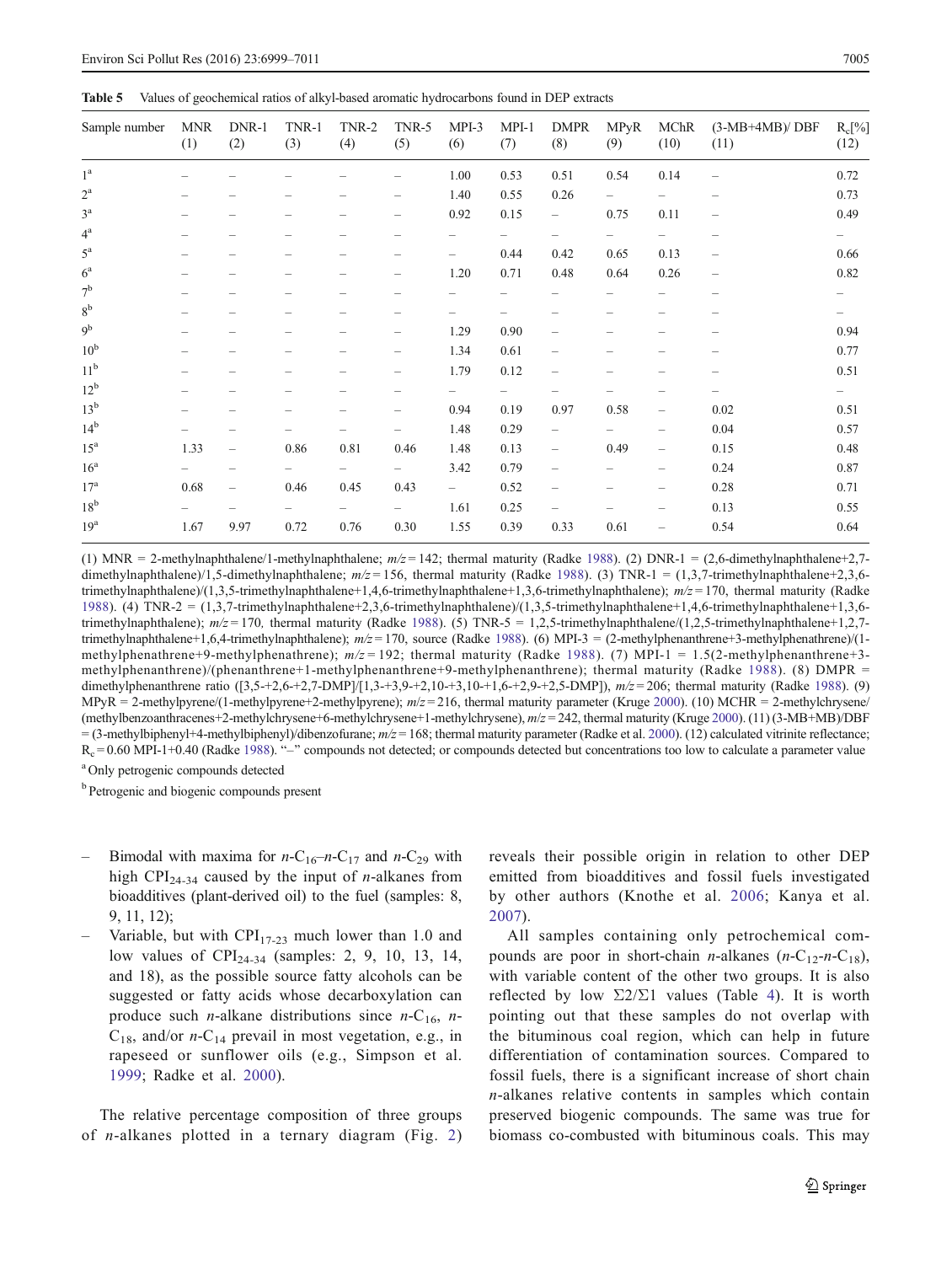**Table 5** Values of geochemical ratios of alkyl-based aromatic hydrocarbons found in DEP extracts

| Sample number | MNR (1) | DNR-1 (2) | TNR-1 (3) | TNR-2 (4) | TNR-5 (5) | MPI-3 (6) | MPI-1 (7) | DMPR (8) | MPyR (9) | MChR (10) | (3-MB+4MB)/ DBF (11) | $R_c$[%] (12) |
|---|---|---|---|---|---|---|---|---|---|---|---|---|
| 1[a] | – | – | – | – | – | 1.00 | 0.53 | 0.51 | 0.54 | 0.14 | – | 0.72 |
| 2[a] | – | – | – | – | – | 1.40 | 0.55 | 0.26 | – | – | – | 0.73 |
| 3[a] | – | – | – | – | – | 0.92 | 0.15 | – | 0.75 | 0.11 | – | 0.49 |
| 4[a] | – | – | – | – | – | – | – | – | – | – | – | – |
| 5[a] | – | – | – | – | – | – | 0.44 | 0.42 | 0.65 | 0.13 | – | 0.66 |
| 6[a] | – | – | – | – | – | 1.20 | 0.71 | 0.48 | 0.64 | 0.26 | – | 0.82 |
| 7[b] | – | – | – | – | – | – | – | – | – | – | – | – |
| 8[b] | – | – | – | – | – | – | – | – | – | – | – | – |
| 9[b] | – | – | – | – | – | 1.29 | 0.90 | – | – | – | – | 0.94 |
| 10[b] | – | – | – | – | – | 1.34 | 0.61 | – | – | – | – | 0.77 |
| 11[b] | – | – | – | – | – | 1.79 | 0.12 | – | – | – | – | 0.51 |
| 12[b] | – | – | – | – | – | – | – | – | – | – | – | – |
| 13[b] | – | – | – | – | – | 0.94 | 0.19 | 0.97 | 0.58 | – | 0.02 | 0.51 |
| 14[b] | – | – | – | – | – | 1.48 | 0.29 | – | – | – | 0.04 | 0.57 |
| 15[a] | 1.33 | – | 0.86 | 0.81 | 0.46 | 1.48 | 0.13 | – | 0.49 | – | 0.15 | 0.48 |
| 16[a] | – | – | – | – | – | 3.42 | 0.79 | – | – | – | 0.24 | 0.87 |
| 17[a] | 0.68 | – | 0.46 | 0.45 | 0.43 | – | 0.52 | – | – | – | 0.28 | 0.71 |
| 18[b] | – | – | – | – | – | 1.61 | 0.25 | – | – | – | 0.13 | 0.55 |
| 19[a] | 1.67 | 9.97 | 0.72 | 0.76 | 0.30 | 1.55 | 0.39 | 0.33 | 0.61 | – | 0.54 | 0.64 |

(1) MNR = 2-methylnaphthalene/1-methylnaphthalene; $m/z = 142$; thermal maturity (Radke 1988). (2) DNR-1 = (2,6-dimethylnaphthalene+2,7-dimethylnaphthalene)/1,5-dimethylnaphthalene; $m/z = 156$, thermal maturity (Radke 1988). (3) TNR-1 = (1,3,7-trimethylnaphthalene+2,3,6-trimethylnaphthalene)/(1,3,5-trimethylnaphthalene+1,4,6-trimethylnaphthalene+1,3,6-trimethylnaphthalene); $m/z = 170$, thermal maturity (Radke 1988). (4) TNR-2 = (1,3,7-trimethylnaphthalene+2,3,6-trimethylnaphthalene)/(1,3,5-trimethylnaphthalene+1,4,6-trimethylnaphthalene+1,3,6-trimethylnaphthalene); $m/z = 170$, thermal maturity (Radke 1988). (5) TNR-5 = 1,2,5-trimethylnaphthalene/(1,2,5-trimethylnaphthalene+1,2,7-trimethylnaphthalene+1,6,4-trimethylnaphthalene); $m/z = 170$, source (Radke 1988). (6) MPI-3 = (2-methylphenanthrene+3-methylphenathrene)/(1-methylphenathrene+9-methylphenathrene); $m/z = 192$; thermal maturity (Radke 1988). (7) MPI-1 = 1.5(2-methylphenanthrene+3-methylphenanthrene)/(phenanthrene+1-methylphenanthrene+9-methylphenanthrene); thermal maturity (Radke 1988). (8) DMPR = dimethylphenanthrene ratio ([3,5-+2,6-+2,7-DMP]/[1,3-+3,9-+2,10-+3,10-+1,6-+2,9-+2,5-DMP]), $m/z = 206$; thermal maturity (Radke 1988). (9) MPyR = 2-methylpyrene/(1-methylpyrene+2-methylpyrene); $m/z = 216$, thermal maturity parameter (Kruge 2000). (10) MCHR = 2-methylchrysene/(methylbenzoanthracenes+2-methylchrysene+6-methylchrysene+1-methylchrysene), $m/z = 242$, thermal maturity (Kruge 2000). (11) (3-MB+MB)/DBF = (3-methylbiphenyl+4-methylbiphenyl)/dibenzofurane; $m/z = 168$; thermal maturity parameter (Radke et al. 2000). (12) calculated vitrinite reflectance; $R_c = 0.60$ MPI-1+0.40 (Radke 1988). "–" compounds not detected; or compounds detected but concentrations too low to calculate a parameter value

[a] Only petrogenic compounds detected

[b] Petrogenic and biogenic compounds present

– Bimodal with maxima for $n$-$C_{16}$–$n$-$C_{17}$ and $n$-$C_{29}$ with high $CPI_{24\text{-}34}$ caused by the input of $n$-alkanes from bioadditives (plant-derived oil) to the fuel (samples: 8, 9, 11, 12);
– Variable, but with $CPI_{17\text{-}23}$ much lower than 1.0 and low values of $CPI_{24\text{-}34}$ (samples: 2, 9, 10, 13, 14, and 18), as the possible source fatty alcohols can be suggested or fatty acids whose decarboxylation can produce such $n$-alkane distributions since $n$-$C_{16}$, $n$-$C_{18}$, and/or $n$-$C_{14}$ prevail in most vegetation, e.g., in rapeseed or sunflower oils (e.g., Simpson et al. 1999; Radke et al. 2000).

The relative percentage composition of three groups of $n$-alkanes plotted in a ternary diagram (Fig. 2) reveals their possible origin in relation to other DEP emitted from bioadditives and fossil fuels investigated by other authors (Knothe et al. 2006; Kanya et al. 2007).

All samples containing only petrochemical compounds are poor in short-chain $n$-alkanes ($n$-$C_{12}$-$n$-$C_{18}$), with variable content of the other two groups. It is also reflected by low $\Sigma2/\Sigma1$ values (Table 4). It is worth pointing out that these samples do not overlap with the bituminous coal region, which can help in future differentiation of contamination sources. Compared to fossil fuels, there is a significant increase of short chain $n$-alkanes relative contents in samples which contain preserved biogenic compounds. The same was true for biomass co-combusted with bituminous coals. This may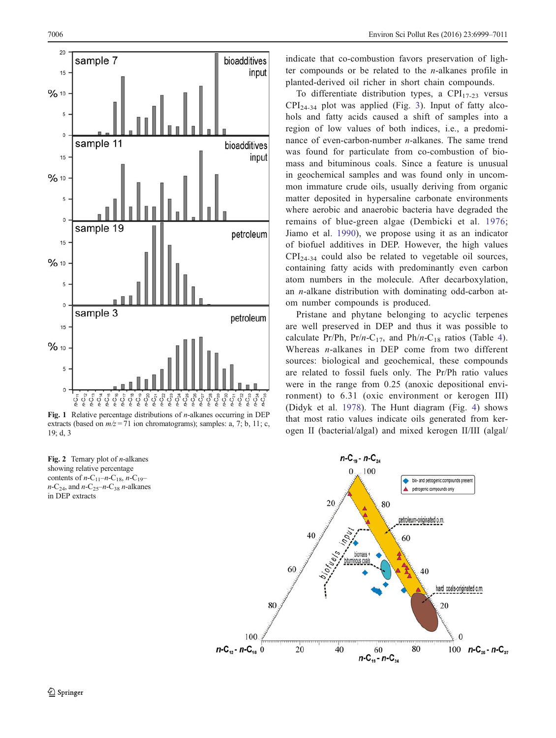Fig. 1 Relative percentage distributions of $n$-alkanes occurring in DEP extracts (based on $m/z = 71$ ion chromatograms); samples: a, 7; b, 11; c, 19; d, 3

Fig. 2 Ternary plot of $n$-alkanes showing relative percentage contents of $n$-$C_{11}$–$n$-$C_{18}$, $n$-$C_{19}$–$n$-$C_{24}$, and $n$-$C_{25}$–$n$-$C_{38}$ $n$-alkanes in DEP extracts

indicate that co-combustion favors preservation of lighter compounds or be related to the $n$-alkanes profile in planted-derived oil richer in short chain compounds.

To differentiate distribution types, a $CPI_{17-23}$ versus $CPI_{24-34}$ plot was applied (Fig. 3). Input of fatty alcohols and fatty acids caused a shift of samples into a region of low values of both indices, i.e., a predominance of even-carbon-number $n$-alkanes. The same trend was found for particulate from co-combustion of biomass and bituminous coals. Since a feature is unusual in geochemical samples and was found only in uncommon immature crude oils, usually deriving from organic matter deposited in hypersaline carbonate environments where aerobic and anaerobic bacteria have degraded the remains of blue-green algae (Dembicki et al. 1976; Jiamo et al. 1990), we propose using it as an indicator of biofuel additives in DEP. However, the high values $CPI_{24-34}$ could also be related to vegetable oil sources, containing fatty acids with predominantly even carbon atom numbers in the molecule. After decarboxylation, an $n$-alkane distribution with dominating odd-carbon atom number compounds is produced.

Pristane and phytane belonging to acyclic terpenes are well preserved in DEP and thus it was possible to calculate Pr/Ph, Pr/$n$-$C_{17}$, and Ph/$n$-$C_{18}$ ratios (Table 4). Whereas $n$-alkanes in DEP come from two different sources: biological and geochemical, these compounds are related to fossil fuels only. The Pr/Ph ratio values were in the range from 0.25 (anoxic depositional environment) to 6.31 (oxic environment or kerogen III) (Didyk et al. 1978). The Hunt diagram (Fig. 4) shows that most ratio values indicate oils generated from kerogen II (bacterial/algal) and mixed kerogen II/III (algal/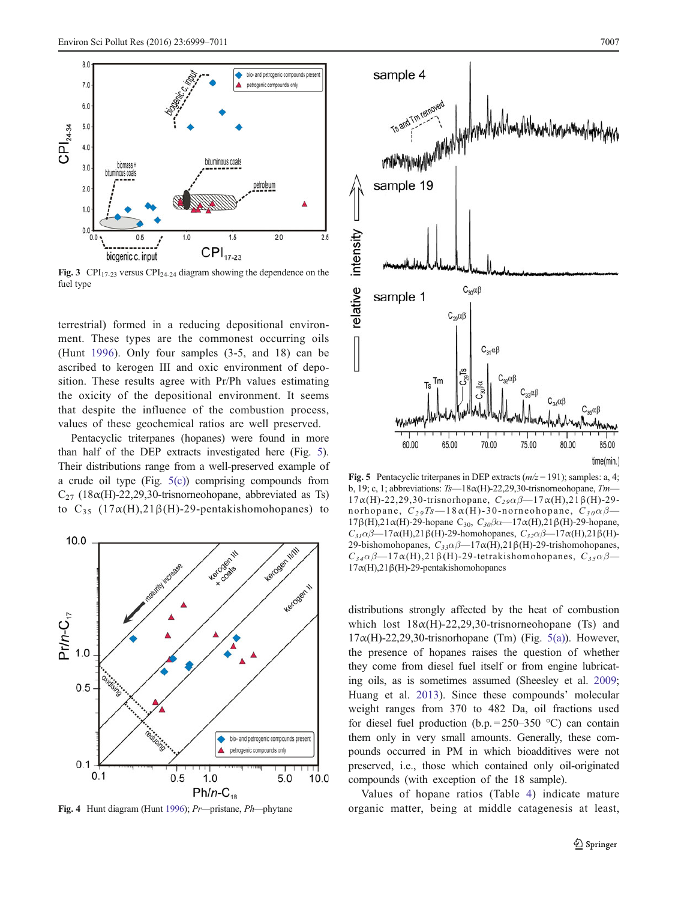Fig. 3 $CPI_{17-23}$ versus $CPI_{24-24}$ diagram showing the dependence on the fuel type

terrestrial) formed in a reducing depositional environment. These types are the commonest occurring oils (Hunt 1996). Only four samples (3-5, and 18) can be ascribed to kerogen III and oxic environment of deposition. These results agree with Pr/Ph values estimating the oxicity of the depositional environment. It seems that despite the influence of the combustion process, values of these geochemical ratios are well preserved.

Pentacyclic triterpanes (hopanes) were found in more than half of the DEP extracts investigated here (Fig. 5). Their distributions range from a well-preserved example of a crude oil type (Fig. 5(c)) comprising compounds from $C_{27}$ (18α(H)-22,29,30-trisnorneohopane, abbreviated as Ts) to $C_{35}$ (17α(H),21β(H)-29-pentakishomohopanes) to distributions strongly affected by the heat of combustion which lost 18α(H)-22,29,30-trisnorneohopane (Ts) and 17α(H)-22,29,30-trisnorhopane (Tm) (Fig. 5(a)). However, the presence of hopanes raises the question of whether they come from diesel fuel itself or from engine lubricating oils, as is sometimes assumed (Sheesley et al. 2009; Huang et al. 2013). Since these compounds' molecular weight ranges from 370 to 482 Da, oil fractions used for diesel fuel production (b.p. = 250–350 °C) can contain them only in very small amounts. Generally, these compounds occurred in PM in which bioadditives were not preserved, i.e., those which contained only oil-originated compounds (with exception of the 18 sample).

Values of hopane ratios (Table 4) indicate mature organic matter, being at middle catagenesis at least,

Fig. 4 Hunt diagram (Hunt 1996); *Pr*—pristane, *Ph*—phytane

Fig. 5 Pentacyclic triterpanes in DEP extracts ($m/z$ = 191); samples: a, 4; b, 19; c, 1; abbreviations: *Ts*—18α(H)-22,29,30-trisnorneohopane, *Tm*—17α(H)-22,29,30-trisnorhopane, $C_{29}\alpha\beta$—17α(H),21β(H)-29-norhopane, $C_{29}Ts$—18α(H)-30-norneohopane, $C_{30}\alpha\beta$—17β(H),21α(H)-29-hopane $C_{30}$, $C_{30}\beta\alpha$—17α(H),21β(H)-29-hopane, $C_{31}\alpha\beta$—17α(H),21β(H)-29-homohopanes, $C_{32}\alpha\beta$—17α(H),21β(H)-29-bishomohopanes, $C_{33}\alpha\beta$—17α(H),21β(H)-29-trishomohopanes, $C_{34}\alpha\beta$—17α(H),21β(H)-29-tetrakishomohopanes, $C_{35}\alpha\beta$—17α(H),21β(H)-29-pentakishomohopanes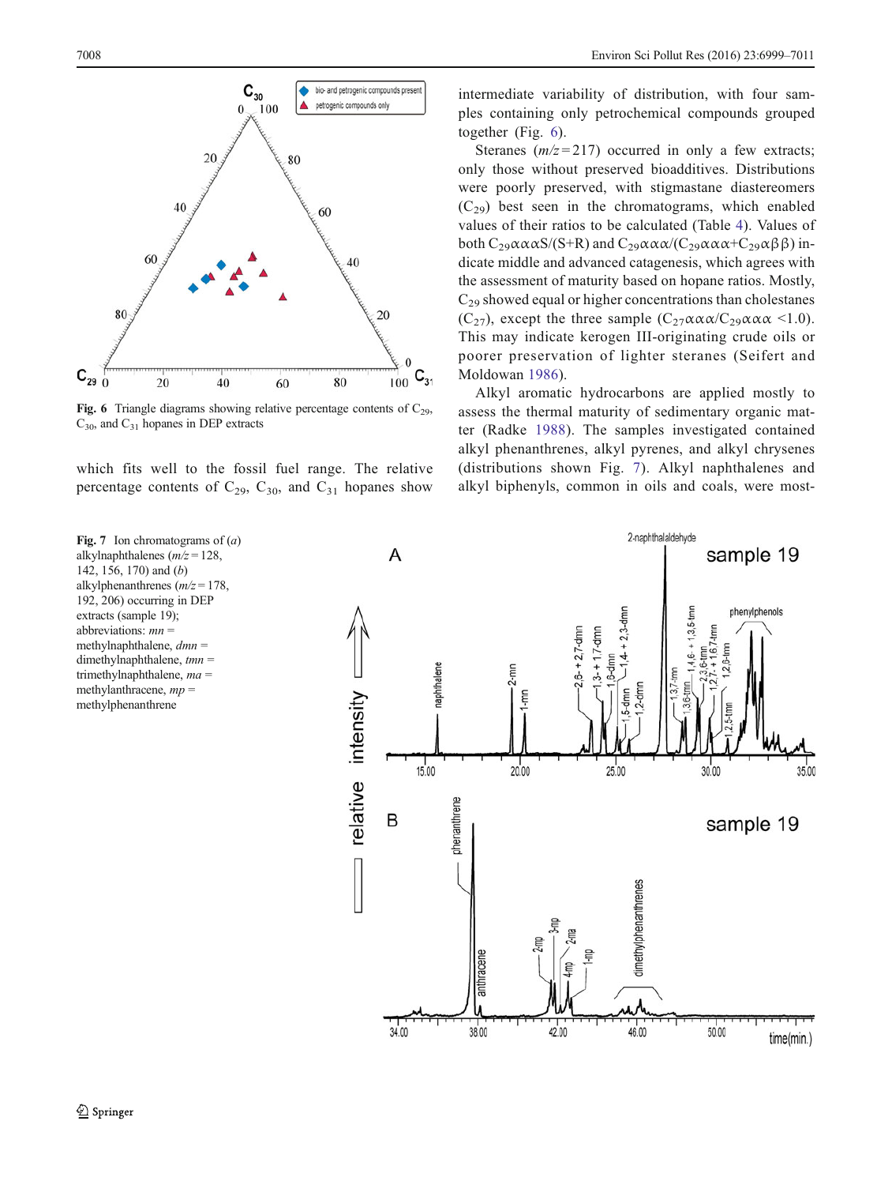Fig. 6 Triangle diagrams showing relative percentage contents of $C_{29}$, $C_{30}$, and $C_{31}$ hopanes in DEP extracts

which fits well to the fossil fuel range. The relative percentage contents of $C_{29}$, $C_{30}$, and $C_{31}$ hopanes show intermediate variability of distribution, with four samples containing only petrochemical compounds grouped together (Fig. 6).

Steranes ($m/z = 217$) occurred in only a few extracts; only those without preserved bioadditives. Distributions were poorly preserved, with stigmastane diastereomers ($C_{29}$) best seen in the chromatograms, which enabled values of their ratios to be calculated (Table 4). Values of both $C_{29}\alpha\alpha\alpha S/(S+R)$ and $C_{29}\alpha\alpha\alpha/(C_{29}\alpha\alpha\alpha+C_{29}\alpha\beta\beta)$ indicate middle and advanced catagenesis, which agrees with the assessment of maturity based on hopane ratios. Mostly, $C_{29}$ showed equal or higher concentrations than cholestanes ($C_{27}$), except the three sample ($C_{27}\alpha\alpha\alpha/C_{29}\alpha\alpha\alpha <1.0$). This may indicate kerogen III-originating crude oils or poorer preservation of lighter steranes (Seifert and Moldowan 1986).

Alkyl aromatic hydrocarbons are applied mostly to assess the thermal maturity of sedimentary organic matter (Radke 1988). The samples investigated contained alkyl phenanthrenes, alkyl pyrenes, and alkyl chrysenes (distributions shown Fig. 7). Alkyl naphthalenes and alkyl biphenyls, common in oils and coals, were most-

Fig. 7 Ion chromatograms of (*a*) alkylnaphthalenes ($m/z = 128$, 142, 156, 170) and (*b*) alkylphenanthrenes ($m/z = 178$, 192, 206) occurring in DEP extracts (sample 19); abbreviations: *mn* = methylnaphthalene, *dmn* = dimethylnaphthalene, *tmn* = trimethylnaphthalene, *ma* = methylanthracene, *mp* = methylphenanthrene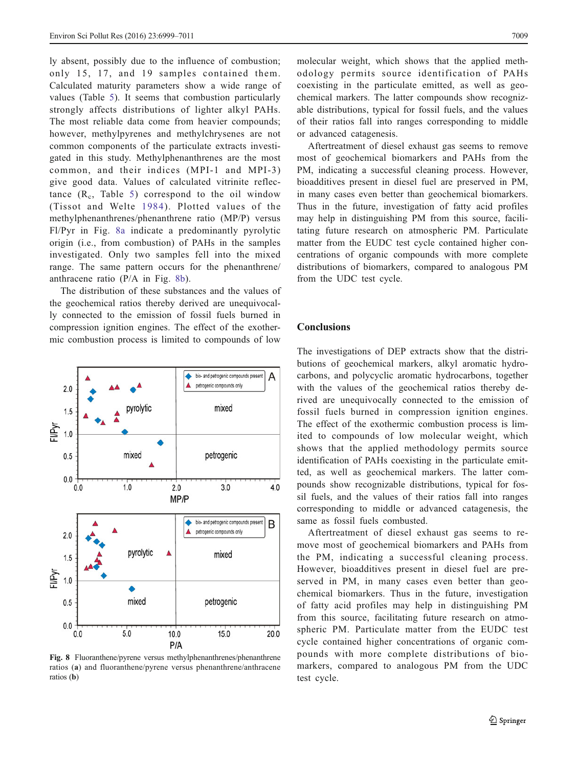ly absent, possibly due to the influence of combustion; only 15, 17, and 19 samples contained them. Calculated maturity parameters show a wide range of values (Table 5). It seems that combustion particularly strongly affects distributions of lighter alkyl PAHs. The most reliable data come from heavier compounds; however, methylpyrenes and methylchrysenes are not common components of the particulate extracts investigated in this study. Methylphenanthrenes are the most common, and their indices (MPI-1 and MPI-3) give good data. Values of calculated vitrinite reflectance ($R_c$, Table 5) correspond to the oil window (Tissot and Welte 1984). Plotted values of the methylphenanthrenes/phenanthrene ratio (MP/P) versus Fl/Pyr in Fig. 8a indicate a predominantly pyrolytic origin (i.e., from combustion) of PAHs in the samples investigated. Only two samples fell into the mixed range. The same pattern occurs for the phenanthrene/anthracene ratio (P/A in Fig. 8b).

The distribution of these substances and the values of the geochemical ratios thereby derived are unequivocally connected to the emission of fossil fuels burned in compression ignition engines. The effect of the exothermic combustion process is limited to compounds of low molecular weight, which shows that the applied methodology permits source identification of PAHs coexisting in the particulate emitted, as well as geochemical markers. The latter compounds show recognizable distributions, typical for fossil fuels, and the values of their ratios fall into ranges corresponding to middle or advanced catagenesis.

Aftertreatment of diesel exhaust gas seems to remove most of geochemical biomarkers and PAHs from the PM, indicating a successful cleaning process. However, bioadditives present in diesel fuel are preserved in PM, in many cases even better than geochemical biomarkers. Thus in the future, investigation of fatty acid profiles may help in distinguishing PM from this source, facilitating future research on atmospheric PM. Particulate matter from the EUDC test cycle contained higher concentrations of organic compounds with more complete distributions of biomarkers, compared to analogous PM from the UDC test cycle.

**Fig. 8** Fluoranthene/pyrene versus methylphenanthrenes/phenanthrene ratios (**a**) and fluoranthene/pyrene versus phenanthrene/anthracene ratios (**b**)

## Conclusions

The investigations of DEP extracts show that the distributions of geochemical markers, alkyl aromatic hydrocarbons, and polycyclic aromatic hydrocarbons, together with the values of the geochemical ratios thereby derived are unequivocally connected to the emission of fossil fuels burned in compression ignition engines. The effect of the exothermic combustion process is limited to compounds of low molecular weight, which shows that the applied methodology permits source identification of PAHs coexisting in the particulate emitted, as well as geochemical markers. The latter compounds show recognizable distributions, typical for fossil fuels, and the values of their ratios fall into ranges corresponding to middle or advanced catagenesis, the same as fossil fuels combusted.

Aftertreatment of diesel exhaust gas seems to remove most of geochemical biomarkers and PAHs from the PM, indicating a successful cleaning process. However, bioadditives present in diesel fuel are preserved in PM, in many cases even better than geochemical biomarkers. Thus in the future, investigation of fatty acid profiles may help in distinguishing PM from this source, facilitating future research on atmospheric PM. Particulate matter from the EUDC test cycle contained higher concentrations of organic compounds with more complete distributions of biomarkers, compared to analogous PM from the UDC test cycle.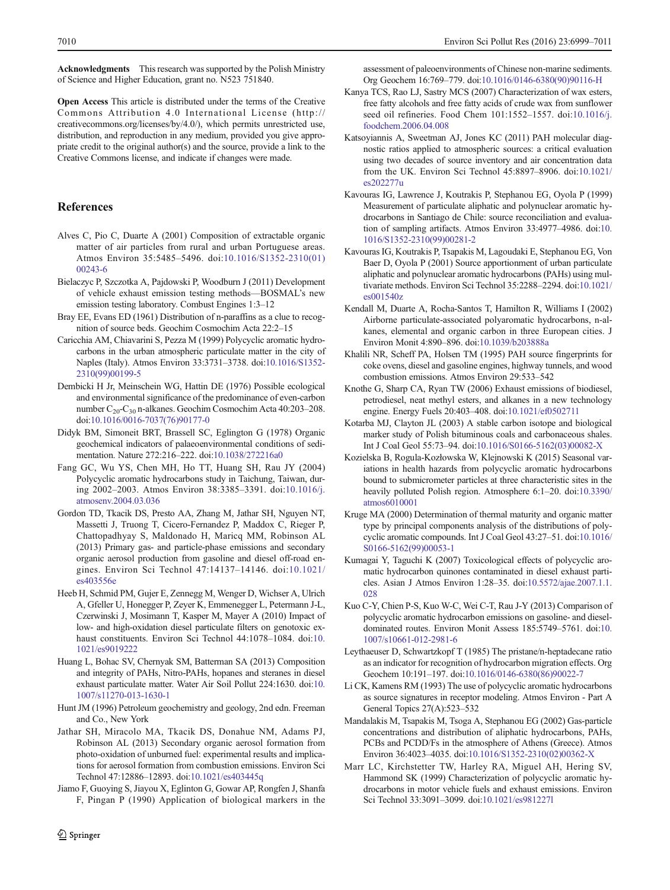**Acknowledgments** This research was supported by the Polish Ministry of Science and Higher Education, grant no. N523 751840.

**Open Access** This article is distributed under the terms of the Creative Commons Attribution 4.0 International License (http://creativecommons.org/licenses/by/4.0/), which permits unrestricted use, distribution, and reproduction in any medium, provided you give appropriate credit to the original author(s) and the source, provide a link to the Creative Commons license, and indicate if changes were made.

## References

Alves C, Pio C, Duarte A (2001) Composition of extractable organic matter of air particles from rural and urban Portuguese areas. Atmos Environ 35:5485–5496. doi:10.1016/S1352-2310(01)00243-6

Bielaczyc P, Szczotka A, Pajdowski P, Woodburn J (2011) Development of vehicle exhaust emission testing methods—BOSMAL's new emission testing laboratory. Combust Engines 1:3–12

Bray EE, Evans ED (1961) Distribution of n-paraffins as a clue to recognition of source beds. Geochim Cosmochim Acta 22:2–15

Caricchia AM, Chiavarini S, Pezza M (1999) Polycyclic aromatic hydrocarbons in the urban atmospheric particulate matter in the city of Naples (Italy). Atmos Environ 33:3731–3738. doi:10.1016/S1352-2310(99)00199-5

Dembicki H Jr, Meinschein WG, Hattin DE (1976) Possible ecological and environmental significance of the predominance of even-carbon number $C_{20}$-$C_{30}$ n-alkanes. Geochim Cosmochim Acta 40:203–208. doi:10.1016/0016-7037(76)90177-0

Didyk BM, Simoneit BRT, Brassell SC, Eglington G (1978) Organic geochemical indicators of palaeoenvironmental conditions of sedimentation. Nature 272:216–222. doi:10.1038/272216a0

Fang GC, Wu YS, Chen MH, Ho TT, Huang SH, Rau JY (2004) Polycyclic aromatic hydrocarbons study in Taichung, Taiwan, during 2002–2003. Atmos Environ 38:3385–3391. doi:10.1016/j.atmosenv.2004.03.036

Gordon TD, Tkacik DS, Presto AA, Zhang M, Jathar SH, Nguyen NT, Massetti J, Truong T, Cicero-Fernandez P, Maddox C, Rieger P, Chattopadhyay S, Maldonado H, Maricq MM, Robinson AL (2013) Primary gas- and particle-phase emissions and secondary organic aerosol production from gasoline and diesel off-road engines. Environ Sci Technol 47:14137–14146. doi:10.1021/es403556e

Heeb H, Schmid PM, Gujer E, Zennegg M, Wenger D, Wichser A, Ulrich A, Gfeller U, Honegger P, Zeyer K, Emmenegger L, Petermann J-L, Czerwinski J, Mosimann T, Kasper M, Mayer A (2010) Impact of low- and high-oxidation diesel particulate filters on genotoxic exhaust constituents. Environ Sci Technol 44:1078–1084. doi:10.1021/es9019222

Huang L, Bohac SV, Chernyak SM, Batterman SA (2013) Composition and integrity of PAHs, Nitro-PAHs, hopanes and steranes in diesel exhaust particulate matter. Water Air Soil Pollut 224:1630. doi:10.1007/s11270-013-1630-1

Hunt JM (1996) Petroleum geochemistry and geology, 2nd edn. Freeman and Co., New York

Jathar SH, Miracolo MA, Tkacik DS, Donahue NM, Adams PJ, Robinson AL (2013) Secondary organic aerosol formation from photo-oxidation of unburned fuel: experimental results and implications for aerosol formation from combustion emissions. Environ Sci Technol 47:12886–12893. doi:10.1021/es403445q

Jiamo F, Guoying S, Jiayou X, Eglinton G, Gowar AP, Rongfen J, Shanfa F, Pingan P (1990) Application of biological markers in the assessment of paleoenvironments of Chinese non-marine sediments. Org Geochem 16:769–779. doi:10.1016/0146-6380(90)90116-H

Kanya TCS, Rao LJ, Sastry MCS (2007) Characterization of wax esters, free fatty alcohols and free fatty acids of crude wax from sunflower seed oil refineries. Food Chem 101:1552–1557. doi:10.1016/j.foodchem.2006.04.008

Katsoyiannis A, Sweetman AJ, Jones KC (2011) PAH molecular diagnostic ratios applied to atmospheric sources: a critical evaluation using two decades of source inventory and air concentration data from the UK. Environ Sci Technol 45:8897–8906. doi:10.1021/es202277u

Kavouras IG, Lawrence J, Koutrakis P, Stephanou EG, Oyola P (1999) Measurement of particulate aliphatic and polynuclear aromatic hydrocarbons in Santiago de Chile: source reconciliation and evaluation of sampling artifacts. Atmos Environ 33:4977–4986. doi:10.1016/S1352-2310(99)00281-2

Kavouras IG, Koutrakis P, Tsapakis M, Lagoudaki E, Stephanou EG, Von Baer D, Oyola P (2001) Source apportionment of urban particulate aliphatic and polynuclear aromatic hydrocarbons (PAHs) using multivariate methods. Environ Sci Technol 35:2288–2294. doi:10.1021/es001540z

Kendall M, Duarte A, Rocha-Santos T, Hamilton R, Williams I (2002) Airborne particulate-associated polyaromatic hydrocarbons, n-alkanes, elemental and organic carbon in three European cities. J Environ Monit 4:890–896. doi:10.1039/b203888a

Khalili NR, Scheff PA, Holsen TM (1995) PAH source fingerprints for coke ovens, diesel and gasoline engines, highway tunnels, and wood combustion emissions. Atmos Environ 29:533–542

Knothe G, Sharp CA, Ryan TW (2006) Exhaust emissions of biodiesel, petrodiesel, neat methyl esters, and alkanes in a new technology engine. Energy Fuels 20:403–408. doi:10.1021/ef0502711

Kotarba MJ, Clayton JL (2003) A stable carbon isotope and biological marker study of Polish bituminous coals and carbonaceous shales. Int J Coal Geol 55:73–94. doi:10.1016/S0166-5162(03)00082-X

Kozielska B, Rogula-Kozłowska W, Klejnowski K (2015) Seasonal variations in health hazards from polycyclic aromatic hydrocarbons bound to submicrometer particles at three characteristic sites in the heavily polluted Polish region. Atmosphere 6:1–20. doi:10.3390/atmos6010001

Kruge MA (2000) Determination of thermal maturity and organic matter type by principal components analysis of the distributions of polycyclic aromatic compounds. Int J Coal Geol 43:27–51. doi:10.1016/S0166-5162(99)00053-1

Kumagai Y, Taguchi K (2007) Toxicological effects of polycyclic aromatic hydrocarbon quinones contaminated in diesel exhaust particles. Asian J Atmos Environ 1:28–35. doi:10.5572/ajae.2007.1.1.028

Kuo C-Y, Chien P-S, Kuo W-C, Wei C-T, Rau J-Y (2013) Comparison of polycyclic aromatic hydrocarbon emissions on gasoline- and diesel-dominated routes. Environ Monit Assess 185:5749–5761. doi:10.1007/s10661-012-2981-6

Leythaeuser D, Schwartzkopf T (1985) The pristane/n-heptadecane ratio as an indicator for recognition of hydrocarbon migration effects. Org Geochem 10:191–197. doi:10.1016/0146-6380(86)90022-7

Li CK, Kamens RM (1993) The use of polycyclic aromatic hydrocarbons as source signatures in receptor modeling. Atmos Environ - Part A General Topics 27(A):523–532

Mandalakis M, Tsapakis M, Tsoga A, Stephanou EG (2002) Gas-particle concentrations and distribution of aliphatic hydrocarbons, PAHs, PCBs and PCDD/Fs in the atmosphere of Athens (Greece). Atmos Environ 36:4023–4035. doi:10.1016/S1352-2310(02)00362-X

Marr LC, Kirchstetter TW, Harley RA, Miguel AH, Hering SV, Hammond SK (1999) Characterization of polycyclic aromatic hydrocarbons in motor vehicle fuels and exhaust emissions. Environ Sci Technol 33:3091–3099. doi:10.1021/es981227l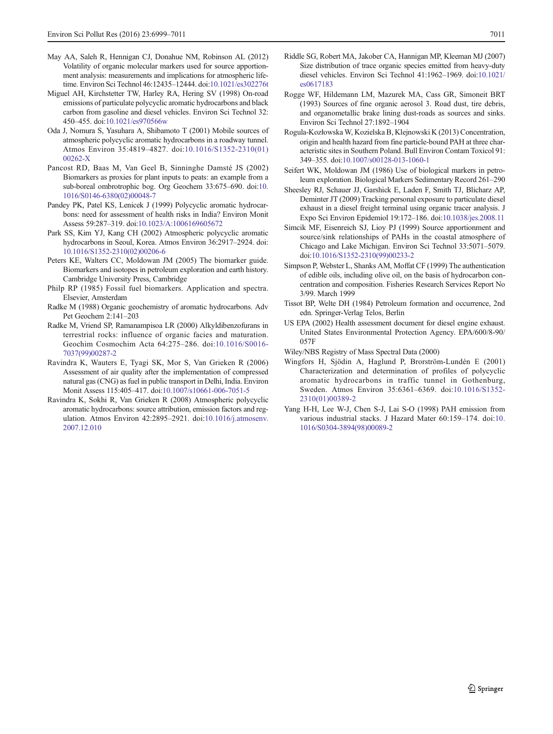May AA, Saleh R, Hennigan CJ, Donahue NM, Robinson AL (2012) Volatility of organic molecular markers used for source apportionment analysis: measurements and implications for atmospheric lifetime. Environ Sci Technol 46:12435–12444. doi:10.1021/es302276t

Miguel AH, Kirchstetter TW, Harley RA, Hering SV (1998) On-road emissions of particulate polycyclic aromatic hydrocarbons and black carbon from gasoline and diesel vehicles. Environ Sci Technol 32: 450–455. doi:10.1021/es970566w

Oda J, Nomura S, Yasuhara A, Shibamoto T (2001) Mobile sources of atmospheric polycyclic aromatic hydrocarbons in a roadway tunnel. Atmos Environ 35:4819–4827. doi:10.1016/S1352-2310(01)00262-X

Pancost RD, Baas M, Van Geel B, Sinninghe Damsté JS (2002) Biomarkers as proxies for plant inputs to peats: an example from a sub-boreal ombrotrophic bog. Org Geochem 33:675–690. doi:10.1016/S0146-6380(02)00048-7

Pandey PK, Patel KS, Lenicek J (1999) Polycyclic aromatic hydrocarbons: need for assessment of health risks in India? Environ Monit Assess 59:287–319. doi:10.1023/A:1006169605672

Park SS, Kim YJ, Kang CH (2002) Atmospheric polycyclic aromatic hydrocarbons in Seoul, Korea. Atmos Environ 36:2917–2924. doi:10.1016/S1352-2310(02)00206-6

Peters KE, Walters CC, Moldowan JM (2005) The biomarker guide. Biomarkers and isotopes in petroleum exploration and earth history. Cambridge University Press, Cambridge

Philp RP (1985) Fossil fuel biomarkers. Application and spectra. Elsevier, Amsterdam

Radke M (1988) Organic geochemistry of aromatic hydrocarbons. Adv Pet Geochem 2:141–203

Radke M, Vriend SP, Ramanampisoa LR (2000) Alkyldibenzofurans in terrestrial rocks: influence of organic facies and maturation. Geochim Cosmochim Acta 64:275–286. doi:10.1016/S0016-7037(99)00287-2

Ravindra K, Wauters E, Tyagi SK, Mor S, Van Grieken R (2006) Assessment of air quality after the implementation of compressed natural gas (CNG) as fuel in public transport in Delhi, India. Environ Monit Assess 115:405–417. doi:10.1007/s10661-006-7051-5

Ravindra K, Sokhi R, Van Grieken R (2008) Atmospheric polycyclic aromatic hydrocarbons: source attribution, emission factors and regulation. Atmos Environ 42:2895–2921. doi:10.1016/j.atmosenv.2007.12.010

Riddle SG, Robert MA, Jakober CA, Hannigan MP, Kleeman MJ (2007) Size distribution of trace organic species emitted from heavy-duty diesel vehicles. Environ Sci Technol 41:1962–1969. doi:10.1021/es0617183

Rogge WF, Hildemann LM, Mazurek MA, Cass GR, Simoneit BRT (1993) Sources of fine organic aerosol 3. Road dust, tire debris, and organometallic brake lining dust-roads as sources and sinks. Environ Sci Technol 27:1892–1904

Rogula-Kozłowska W, Kozielska B, Klejnowski K (2013) Concentration, origin and health hazard from fine particle-bound PAH at three characteristic sites in Southern Poland. Bull Environ Contam Toxicol 91: 349–355. doi:10.1007/s00128-013-1060-1

Seifert WK, Moldowan JM (1986) Use of biological markers in petroleum exploration. Biological Markers Sedimentary Record 261–290

Sheesley RJ, Schauer JJ, Garshick E, Laden F, Smith TJ, Blicharz AP, Deminter JT (2009) Tracking personal exposure to particulate diesel exhaust in a diesel freight terminal using organic tracer analysis. J Expo Sci Environ Epidemiol 19:172–186. doi:10.1038/jes.2008.11

Simcik MF, Eisenreich SJ, Lioy PJ (1999) Source apportionment and source/sink relationships of PAHs in the coastal atmosphere of Chicago and Lake Michigan. Environ Sci Technol 33:5071–5079. doi:10.1016/S1352-2310(99)00233-2

Simpson P, Webster L, Shanks AM, Moffat CF (1999) The authentication of edible oils, including olive oil, on the basis of hydrocarbon concentration and composition. Fisheries Research Services Report No 3/99. March 1999

Tissot BP, Welte DH (1984) Petroleum formation and occurrence, 2nd edn. Springer-Verlag Telos, Berlin

US EPA (2002) Health assessment document for diesel engine exhaust. United States Environmental Protection Agency. EPA/600/8-90/057F

Wiley/NBS Registry of Mass Spectral Data (2000)

Wingfors H, Sjödin A, Haglund P, Brorström-Lundén E (2001) Characterization and determination of profiles of polycyclic aromatic hydrocarbons in traffic tunnel in Gothenburg, Sweden. Atmos Environ 35:6361–6369. doi:10.1016/S1352-2310(01)00389-2

Yang H-H, Lee W-J, Chen S-J, Lai S-O (1998) PAH emission from various industrial stacks. J Hazard Mater 60:159–174. doi:10.1016/S0304-3894(98)00089-2